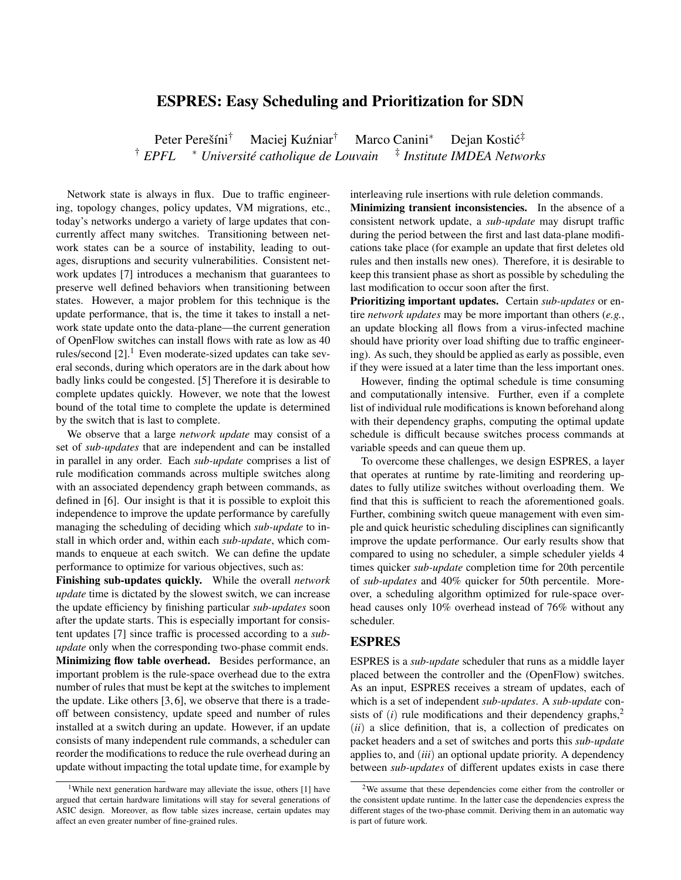# ESPRES: Easy Scheduling and Prioritization for SDN

Peter Perešíni[†] Maciej Kuźniar[†] Marco Canini[*] Dejan Kostić[‡]

[†] *EPFL* [*] *Université catholique de Louvain* [‡] *Institute IMDEA Networks*

Network state is always in flux. Due to traffic engineering, topology changes, policy updates, VM migrations, etc., today's networks undergo a variety of large updates that concurrently affect many switches. Transitioning between network states can be a source of instability, leading to outages, disruptions and security vulnerabilities. Consistent network updates [7] introduces a mechanism that guarantees to preserve well defined behaviors when transitioning between states. However, a major problem for this technique is the update performance, that is, the time it takes to install a network state update onto the data-plane—the current generation of OpenFlow switches can install flows with rate as low as 40 rules/second [2].[1] Even moderate-sized updates can take several seconds, during which operators are in the dark about how badly links could be congested. [5] Therefore it is desirable to complete updates quickly. However, we note that the lowest bound of the total time to complete the update is determined by the switch that is last to complete.

We observe that a large *network update* may consist of a set of *sub-updates* that are independent and can be installed in parallel in any order. Each *sub-update* comprises a list of rule modification commands across multiple switches along with an associated dependency graph between commands, as defined in [6]. Our insight is that it is possible to exploit this independence to improve the update performance by carefully managing the scheduling of deciding which *sub-update* to install in which order and, within each *sub-update*, which commands to enqueue at each switch. We can define the update performance to optimize for various objectives, such as:

**Finishing sub-updates quickly.** While the overall *network update* time is dictated by the slowest switch, we can increase the update efficiency by finishing particular *sub-updates* soon after the update starts. This is especially important for consistent updates [7] since traffic is processed according to a *sub-update* only when the corresponding two-phase commit ends.

**Minimizing flow table overhead.** Besides performance, an important problem is the rule-space overhead due to the extra number of rules that must be kept at the switches to implement the update. Like others [3, 6], we observe that there is a tradeoff between consistency, update speed and number of rules installed at a switch during an update. However, if an update consists of many independent rule commands, a scheduler can reorder the modifications to reduce the rule overhead during an update without impacting the total update time, for example by interleaving rule insertions with rule deletion commands.

**Minimizing transient inconsistencies.** In the absence of a consistent network update, a *sub-update* may disrupt traffic during the period between the first and last data-plane modifications take place (for example an update that first deletes old rules and then installs new ones). Therefore, it is desirable to keep this transient phase as short as possible by scheduling the last modification to occur soon after the first.

**Prioritizing important updates.** Certain *sub-updates* or entire *network updates* may be more important than others (*e.g.*, an update blocking all flows from a virus-infected machine should have priority over load shifting due to traffic engineering). As such, they should be applied as early as possible, even if they were issued at a later time than the less important ones.

However, finding the optimal schedule is time consuming and computationally intensive. Further, even if a complete list of individual rule modifications is known beforehand along with their dependency graphs, computing the optimal update schedule is difficult because switches process commands at variable speeds and can queue them up.

To overcome these challenges, we design ESPRES, a layer that operates at runtime by rate-limiting and reordering updates to fully utilize switches without overloading them. We find that this is sufficient to reach the aforementioned goals. Further, combining switch queue management with even simple and quick heuristic scheduling disciplines can significantly improve the update performance. Our early results show that compared to using no scheduler, a simple scheduler yields 4 times quicker *sub-update* completion time for 20th percentile of *sub-updates* and 40% quicker for 50th percentile. Moreover, a scheduling algorithm optimized for rule-space overhead causes only 10% overhead instead of 76% without any scheduler.

## ESPRES

ESPRES is a *sub-update* scheduler that runs as a middle layer placed between the controller and the (OpenFlow) switches. As an input, ESPRES receives a stream of updates, each of which is a set of independent *sub-updates*. A *sub-update* consists of (*i*) rule modifications and their dependency graphs,[2] (*ii*) a slice definition, that is, a collection of predicates on packet headers and a set of switches and ports this *sub-update* applies to, and (*iii*) an optional update priority. A dependency between *sub-updates* of different updates exists in case there

[1] While next generation hardware may alleviate the issue, others [1] have argued that certain hardware limitations will stay for several generations of ASIC design. Moreover, as flow table sizes increase, certain updates may affect an even greater number of fine-grained rules.

[2] We assume that these dependencies come either from the controller or the consistent update runtime. In the latter case the dependencies express the different stages of the two-phase commit. Deriving them in an automatic way is part of future work.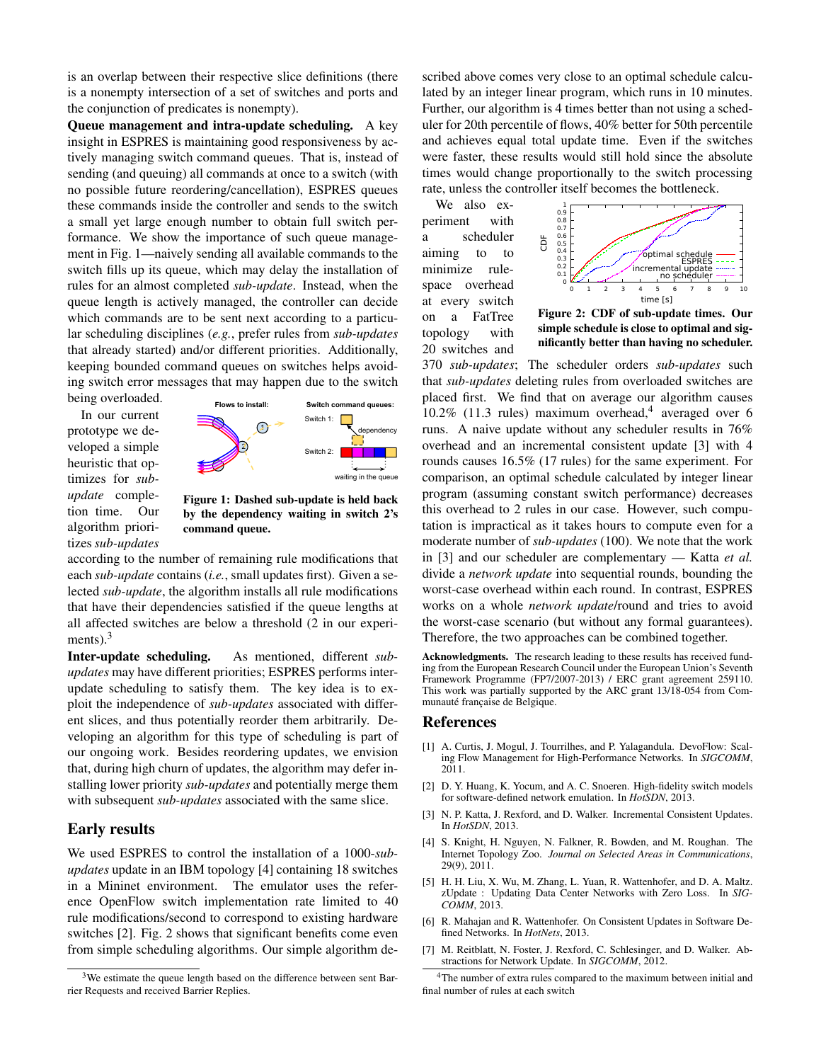is an overlap between their respective slice definitions (there is a nonempty intersection of a set of switches and ports and the conjunction of predicates is nonempty).

**Queue management and intra-update scheduling.** A key insight in ESPRES is maintaining good responsiveness by actively managing switch command queues. That is, instead of sending (and queuing) all commands at once to a switch (with no possible future reordering/cancellation), ESPRES queues these commands inside the controller and sends to the switch a small yet large enough number to obtain full switch performance. We show the importance of such queue management in Fig. 1—naively sending all available commands to the switch fills up its queue, which may delay the installation of rules for an almost completed *sub-update*. Instead, when the queue length is actively managed, the controller can decide which commands are to be sent next according to a particular scheduling disciplines (*e.g.*, prefer rules from *sub-updates* that already started) and/or different priorities. Additionally, keeping bounded command queues on switches helps avoiding switch error messages that may happen due to the switch being overloaded.

Flows to install:

Switch command queues:

Switch 1:

dependency

Switch 2:

waiting in the queue

**Figure 1: Dashed sub-update is held back by the dependency waiting in switch 2's command queue.**

In our current prototype we developed a simple heuristic that optimizes for *sub-update* completion time. Our algorithm prioritizes *sub-updates* according to the number of remaining rule modifications that each *sub-update* contains (*i.e.*, small updates first). Given a selected *sub-update*, the algorithm installs all rule modifications that have their dependencies satisfied if the queue lengths at all affected switches are below a threshold (2 in our experiments).[3]

**Inter-update scheduling.** As mentioned, different *sub-updates* may have different priorities; ESPRES performs inter-update scheduling to satisfy them. The key idea is to exploit the independence of *sub-updates* associated with different slices, and thus potentially reorder them arbitrarily. Developing an algorithm for this type of scheduling is part of our ongoing work. Besides reordering updates, we envision that, during high churn of updates, the algorithm may defer installing lower priority *sub-updates* and potentially merge them with subsequent *sub-updates* associated with the same slice.

## Early results

We used ESPRES to control the installation of a 1000-*sub-updates* update in an IBM topology [4] containing 18 switches in a Mininet environment. The emulator uses the reference OpenFlow switch implementation rate limited to 40 rule modifications/second to correspond to existing hardware switches [2]. Fig. 2 shows that significant benefits come even from simple scheduling algorithms. Our simple algorithm described above comes very close to an optimal schedule calculated by an integer linear program, which runs in 10 minutes. Further, our algorithm is 4 times better than not using a scheduler for 20th percentile of flows, 40% better for 50th percentile and achieves equal total update time. Even if the switches were faster, these results would still hold since the absolute times would change proportionally to the switch processing rate, unless the controller itself becomes the bottleneck.

CDF

time [s]

optimal schedule

ESPRES

incremental update

no scheduler

0 1 2 3 4 5 6 7 8 9 10

0 0.1 0.2 0.3 0.4 0.5 0.6 0.7 0.8 0.9 1

**Figure 2: CDF of sub-update times. Our simple schedule is close to optimal and significantly better than having no scheduler.**

We also experiment with a scheduler aiming to to minimize rule-space overhead at every switch on a FatTree topology with 20 switches and 370 *sub-updates*; The scheduler orders *sub-updates* such that *sub-updates* deleting rules from overloaded switches are placed first. We find that on average our algorithm causes 10.2% (11.3 rules) maximum overhead,[4] averaged over 6 runs. A naive update without any scheduler results in 76% overhead and an incremental consistent update [3] with 4 rounds causes 16.5% (17 rules) for the same experiment. For comparison, an optimal schedule calculated by integer linear program (assuming constant switch performance) decreases this overhead to 2 rules in our case. However, such computation is impractical as it takes hours to compute even for a moderate number of *sub-updates* (100). We note that the work in [3] and our scheduler are complementary — Katta *et al.* divide a *network update* into sequential rounds, bounding the worst-case overhead within each round. In contrast, ESPRES works on a whole *network update*/round and tries to avoid the worst-case scenario (but without any formal guarantees). Therefore, the two approaches can be combined together.

**Acknowledgments.** The research leading to these results has received funding from the European Research Council under the European Union's Seventh Framework Programme (FP7/2007-2013) / ERC grant agreement 259110. This work was partially supported by the ARC grant 13/18-054 from Communauté française de Belgique.

## References

[1] A. Curtis, J. Mogul, J. Tourrilhes, and P. Yalagandula. DevoFlow: Scaling Flow Management for High-Performance Networks. In *SIGCOMM*, 2011.

[2] D. Y. Huang, K. Yocum, and A. C. Snoeren. High-fidelity switch models for software-defined network emulation. In *HotSDN*, 2013.

[3] N. P. Katta, J. Rexford, and D. Walker. Incremental Consistent Updates. In *HotSDN*, 2013.

[4] S. Knight, H. Nguyen, N. Falkner, R. Bowden, and M. Roughan. The Internet Topology Zoo. *Journal on Selected Areas in Communications*, 29(9), 2011.

[5] H. H. Liu, X. Wu, M. Zhang, L. Yuan, R. Wattenhofer, and D. A. Maltz. zUpdate : Updating Data Center Networks with Zero Loss. In *SIGCOMM*, 2013.

[6] R. Mahajan and R. Wattenhofer. On Consistent Updates in Software Defined Networks. In *HotNets*, 2013.

[7] M. Reitblatt, N. Foster, J. Rexford, C. Schlesinger, and D. Walker. Abstractions for Network Update. In *SIGCOMM*, 2012.

[3] We estimate the queue length based on the difference between sent Barrier Requests and received Barrier Replies.

[4] The number of extra rules compared to the maximum between initial and final number of rules at each switch